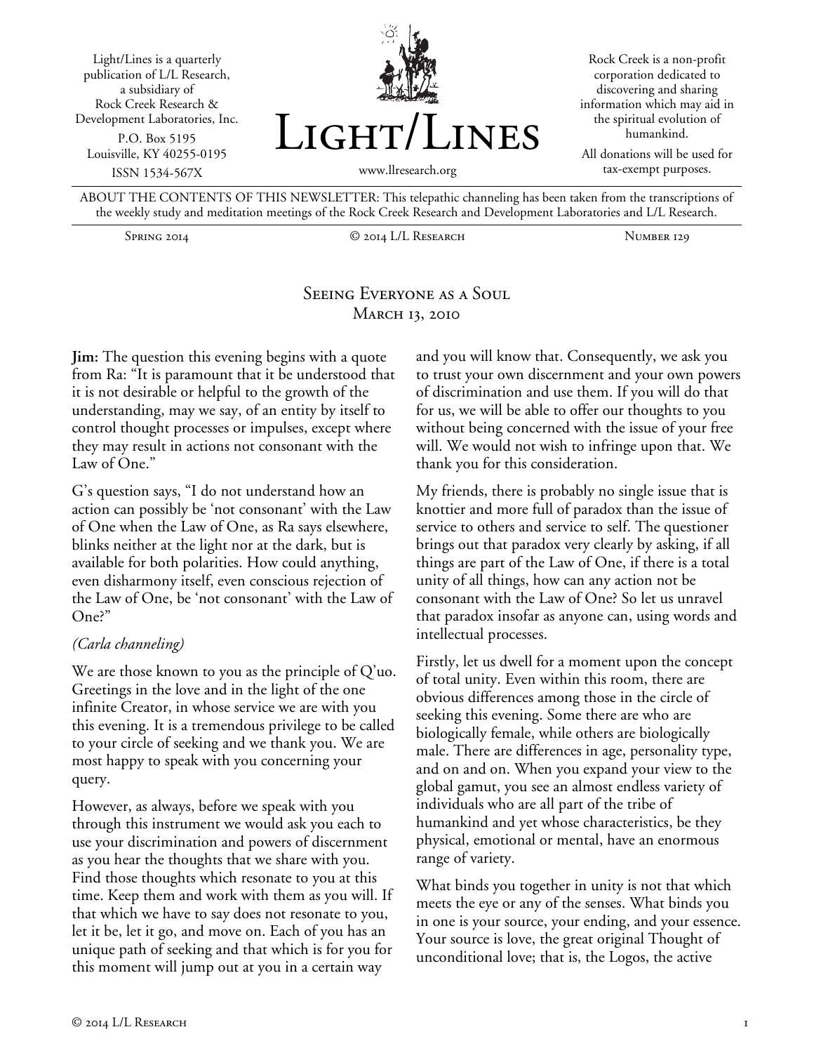Light/Lines is a quarterly publication of L/L Research, a subsidiary of Rock Creek Research & Development Laboratories, Inc.
P.O. Box 5195
Louisville, KY 40255-0195
ISSN 1534-567X

# Light/Lines

www.llresearch.org

Rock Creek is a non-profit corporation dedicated to discovering and sharing information which may aid in the spiritual evolution of humankind.

All donations will be used for tax-exempt purposes.

ABOUT THE CONTENTS OF THIS NEWSLETTER: This telepathic channeling has been taken from the transcriptions of the weekly study and meditation meetings of the Rock Creek Research and Development Laboratories and L/L Research.

Spring 2014 | © 2014 L/L Research | Number 129

## Seeing Everyone as a Soul
## March 13, 2010

**Jim:** The question this evening begins with a quote from Ra: "It is paramount that it be understood that it is not desirable or helpful to the growth of the understanding, may we say, of an entity by itself to control thought processes or impulses, except where they may result in actions not consonant with the Law of One."

G's question says, "I do not understand how an action can possibly be 'not consonant' with the Law of One when the Law of One, as Ra says elsewhere, blinks neither at the light nor at the dark, but is available for both polarities. How could anything, even disharmony itself, even conscious rejection of the Law of One, be 'not consonant' with the Law of One?"

*(Carla channeling)*

We are those known to you as the principle of Q'uo. Greetings in the love and in the light of the one infinite Creator, in whose service we are with you this evening. It is a tremendous privilege to be called to your circle of seeking and we thank you. We are most happy to speak with you concerning your query.

However, as always, before we speak with you through this instrument we would ask you each to use your discrimination and powers of discernment as you hear the thoughts that we share with you. Find those thoughts which resonate to you at this time. Keep them and work with them as you will. If that which we have to say does not resonate to you, let it be, let it go, and move on. Each of you has an unique path of seeking and that which is for you for this moment will jump out at you in a certain way and you will know that. Consequently, we ask you to trust your own discernment and your own powers of discrimination and use them. If you will do that for us, we will be able to offer our thoughts to you without being concerned with the issue of your free will. We would not wish to infringe upon that. We thank you for this consideration.

My friends, there is probably no single issue that is knottier and more full of paradox than the issue of service to others and service to self. The questioner brings out that paradox very clearly by asking, if all things are part of the Law of One, if there is a total unity of all things, how can any action not be consonant with the Law of One? So let us unravel that paradox insofar as anyone can, using words and intellectual processes.

Firstly, let us dwell for a moment upon the concept of total unity. Even within this room, there are obvious differences among those in the circle of seeking this evening. Some there are who are biologically female, while others are biologically male. There are differences in age, personality type, and on and on. When you expand your view to the global gamut, you see an almost endless variety of individuals who are all part of the tribe of humankind and yet whose characteristics, be they physical, emotional or mental, have an enormous range of variety.

What binds you together in unity is not that which meets the eye or any of the senses. What binds you in one is your source, your ending, and your essence. Your source is love, the great original Thought of unconditional love; that is, the Logos, the active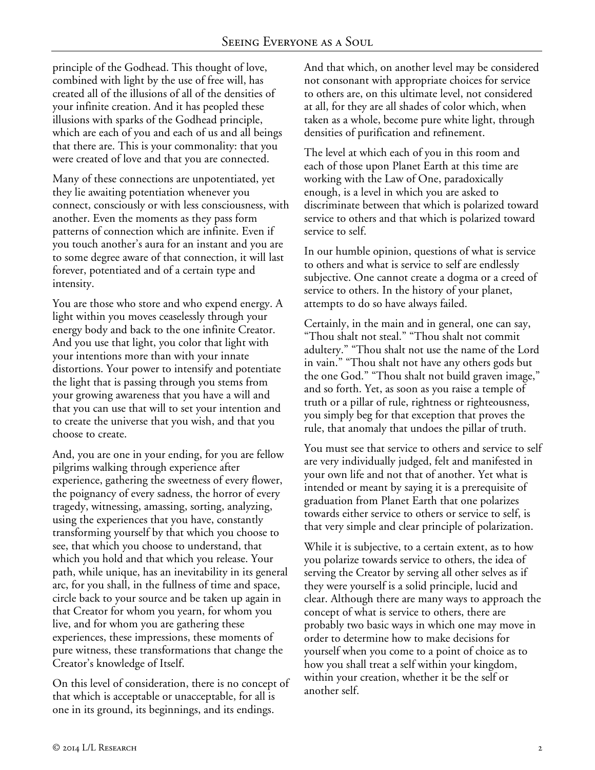principle of the Godhead. This thought of love, combined with light by the use of free will, has created all of the illusions of all of the densities of your infinite creation. And it has peopled these illusions with sparks of the Godhead principle, which are each of you and each of us and all beings that there are. This is your commonality: that you were created of love and that you are connected.

Many of these connections are unpotentiated, yet they lie awaiting potentiation whenever you connect, consciously or with less consciousness, with another. Even the moments as they pass form patterns of connection which are infinite. Even if you touch another's aura for an instant and you are to some degree aware of that connection, it will last forever, potentiated and of a certain type and intensity.

You are those who store and who expend energy. A light within you moves ceaselessly through your energy body and back to the one infinite Creator. And you use that light, you color that light with your intentions more than with your innate distortions. Your power to intensify and potentiate the light that is passing through you stems from your growing awareness that you have a will and that you can use that will to set your intention and to create the universe that you wish, and that you choose to create.

And, you are one in your ending, for you are fellow pilgrims walking through experience after experience, gathering the sweetness of every flower, the poignancy of every sadness, the horror of every tragedy, witnessing, amassing, sorting, analyzing, using the experiences that you have, constantly transforming yourself by that which you choose to see, that which you choose to understand, that which you hold and that which you release. Your path, while unique, has an inevitability in its general arc, for you shall, in the fullness of time and space, circle back to your source and be taken up again in that Creator for whom you yearn, for whom you live, and for whom you are gathering these experiences, these impressions, these moments of pure witness, these transformations that change the Creator's knowledge of Itself.

On this level of consideration, there is no concept of that which is acceptable or unacceptable, for all is one in its ground, its beginnings, and its endings. And that which, on another level may be considered not consonant with appropriate choices for service to others are, on this ultimate level, not considered at all, for they are all shades of color which, when taken as a whole, become pure white light, through densities of purification and refinement.

The level at which each of you in this room and each of those upon Planet Earth at this time are working with the Law of One, paradoxically enough, is a level in which you are asked to discriminate between that which is polarized toward service to others and that which is polarized toward service to self.

In our humble opinion, questions of what is service to others and what is service to self are endlessly subjective. One cannot create a dogma or a creed of service to others. In the history of your planet, attempts to do so have always failed.

Certainly, in the main and in general, one can say, "Thou shalt not steal." "Thou shalt not commit adultery." "Thou shalt not use the name of the Lord in vain." "Thou shalt not have any others gods but the one God." "Thou shalt not build graven image," and so forth. Yet, as soon as you raise a temple of truth or a pillar of rule, rightness or righteousness, you simply beg for that exception that proves the rule, that anomaly that undoes the pillar of truth.

You must see that service to others and service to self are very individually judged, felt and manifested in your own life and not that of another. Yet what is intended or meant by saying it is a prerequisite of graduation from Planet Earth that one polarizes towards either service to others or service to self, is that very simple and clear principle of polarization.

While it is subjective, to a certain extent, as to how you polarize towards service to others, the idea of serving the Creator by serving all other selves as if they were yourself is a solid principle, lucid and clear. Although there are many ways to approach the concept of what is service to others, there are probably two basic ways in which one may move in order to determine how to make decisions for yourself when you come to a point of choice as to how you shall treat a self within your kingdom, within your creation, whether it be the self or another self.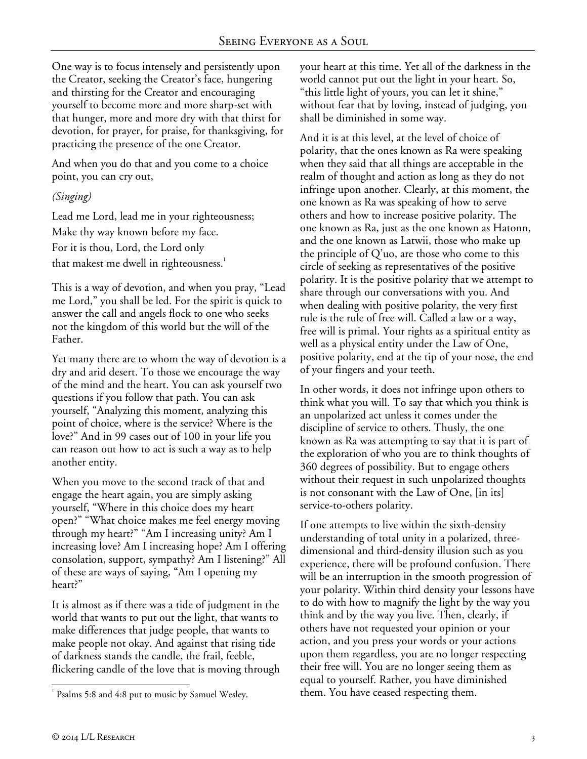One way is to focus intensely and persistently upon the Creator, seeking the Creator's face, hungering and thirsting for the Creator and encouraging yourself to become more and more sharp-set with that hunger, more and more dry with that thirst for devotion, for prayer, for praise, for thanksgiving, for practicing the presence of the one Creator.

And when you do that and you come to a choice point, you can cry out,

*(Singing)*

Lead me Lord, lead me in your righteousness;
Make thy way known before my face.
For it is thou, Lord, the Lord only
that makest me dwell in righteousness.[1]

This is a way of devotion, and when you pray, "Lead me Lord," you shall be led. For the spirit is quick to answer the call and angels flock to one who seeks not the kingdom of this world but the will of the Father.

Yet many there are to whom the way of devotion is a dry and arid desert. To those we encourage the way of the mind and the heart. You can ask yourself two questions if you follow that path. You can ask yourself, "Analyzing this moment, analyzing this point of choice, where is the service? Where is the love?" And in 99 cases out of 100 in your life you can reason out how to act is such a way as to help another entity.

When you move to the second track of that and engage the heart again, you are simply asking yourself, "Where in this choice does my heart open?" "What choice makes me feel energy moving through my heart?" "Am I increasing unity? Am I increasing love? Am I increasing hope? Am I offering consolation, support, sympathy? Am I listening?" All of these are ways of saying, "Am I opening my heart?"

It is almost as if there was a tide of judgment in the world that wants to put out the light, that wants to make differences that judge people, that wants to make people not okay. And against that rising tide of darkness stands the candle, the frail, feeble, flickering candle of the love that is moving through your heart at this time. Yet all of the darkness in the world cannot put out the light in your heart. So, "this little light of yours, you can let it shine," without fear that by loving, instead of judging, you shall be diminished in some way.

And it is at this level, at the level of choice of polarity, that the ones known as Ra were speaking when they said that all things are acceptable in the realm of thought and action as long as they do not infringe upon another. Clearly, at this moment, the one known as Ra was speaking of how to serve others and how to increase positive polarity. The one known as Ra, just as the one known as Hatonn, and the one known as Latwii, those who make up the principle of Q'uo, are those who come to this circle of seeking as representatives of the positive polarity. It is the positive polarity that we attempt to share through our conversations with you. And when dealing with positive polarity, the very first rule is the rule of free will. Called a law or a way, free will is primal. Your rights as a spiritual entity as well as a physical entity under the Law of One, positive polarity, end at the tip of your nose, the end of your fingers and your teeth.

In other words, it does not infringe upon others to think what you will. To say that which you think is an unpolarized act unless it comes under the discipline of service to others. Thusly, the one known as Ra was attempting to say that it is part of the exploration of who you are to think thoughts of 360 degrees of possibility. But to engage others without their request in such unpolarized thoughts is not consonant with the Law of One, [in its] service-to-others polarity.

If one attempts to live within the sixth-density understanding of total unity in a polarized, three-dimensional and third-density illusion such as you experience, there will be profound confusion. There will be an interruption in the smooth progression of your polarity. Within third density your lessons have to do with how to magnify the light by the way you think and by the way you live. Then, clearly, if others have not requested your opinion or your action, and you press your words or your actions upon them regardless, you are no longer respecting their free will. You are no longer seeing them as equal to yourself. Rather, you have diminished them. You have ceased respecting them.

[1] Psalms 5:8 and 4:8 put to music by Samuel Wesley.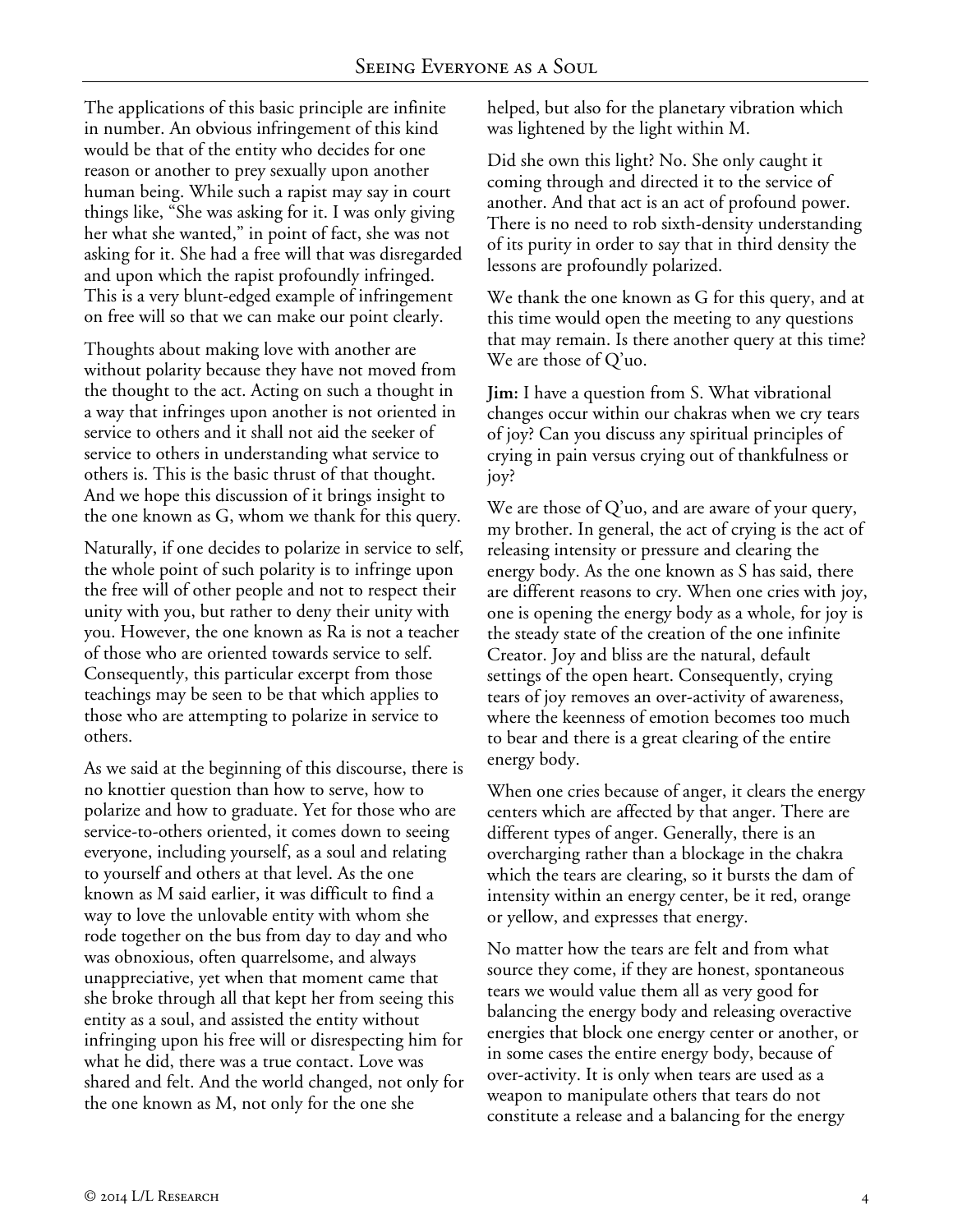The applications of this basic principle are infinite in number. An obvious infringement of this kind would be that of the entity who decides for one reason or another to prey sexually upon another human being. While such a rapist may say in court things like, "She was asking for it. I was only giving her what she wanted," in point of fact, she was not asking for it. She had a free will that was disregarded and upon which the rapist profoundly infringed. This is a very blunt-edged example of infringement on free will so that we can make our point clearly.

Thoughts about making love with another are without polarity because they have not moved from the thought to the act. Acting on such a thought in a way that infringes upon another is not oriented in service to others and it shall not aid the seeker of service to others in understanding what service to others is. This is the basic thrust of that thought. And we hope this discussion of it brings insight to the one known as G, whom we thank for this query.

Naturally, if one decides to polarize in service to self, the whole point of such polarity is to infringe upon the free will of other people and not to respect their unity with you, but rather to deny their unity with you. However, the one known as Ra is not a teacher of those who are oriented towards service to self. Consequently, this particular excerpt from those teachings may be seen to be that which applies to those who are attempting to polarize in service to others.

As we said at the beginning of this discourse, there is no knottier question than how to serve, how to polarize and how to graduate. Yet for those who are service-to-others oriented, it comes down to seeing everyone, including yourself, as a soul and relating to yourself and others at that level. As the one known as M said earlier, it was difficult to find a way to love the unlovable entity with whom she rode together on the bus from day to day and who was obnoxious, often quarrelsome, and always unappreciative, yet when that moment came that she broke through all that kept her from seeing this entity as a soul, and assisted the entity without infringing upon his free will or disrespecting him for what he did, there was a true contact. Love was shared and felt. And the world changed, not only for the one known as M, not only for the one she helped, but also for the planetary vibration which was lightened by the light within M.

Did she own this light? No. She only caught it coming through and directed it to the service of another. And that act is an act of profound power. There is no need to rob sixth-density understanding of its purity in order to say that in third density the lessons are profoundly polarized.

We thank the one known as G for this query, and at this time would open the meeting to any questions that may remain. Is there another query at this time? We are those of Q'uo.

**Jim:** I have a question from S. What vibrational changes occur within our chakras when we cry tears of joy? Can you discuss any spiritual principles of crying in pain versus crying out of thankfulness or joy?

We are those of Q'uo, and are aware of your query, my brother. In general, the act of crying is the act of releasing intensity or pressure and clearing the energy body. As the one known as S has said, there are different reasons to cry. When one cries with joy, one is opening the energy body as a whole, for joy is the steady state of the creation of the one infinite Creator. Joy and bliss are the natural, default settings of the open heart. Consequently, crying tears of joy removes an over-activity of awareness, where the keenness of emotion becomes too much to bear and there is a great clearing of the entire energy body.

When one cries because of anger, it clears the energy centers which are affected by that anger. There are different types of anger. Generally, there is an overcharging rather than a blockage in the chakra which the tears are clearing, so it bursts the dam of intensity within an energy center, be it red, orange or yellow, and expresses that energy.

No matter how the tears are felt and from what source they come, if they are honest, spontaneous tears we would value them all as very good for balancing the energy body and releasing overactive energies that block one energy center or another, or in some cases the entire energy body, because of over-activity. It is only when tears are used as a weapon to manipulate others that tears do not constitute a release and a balancing for the energy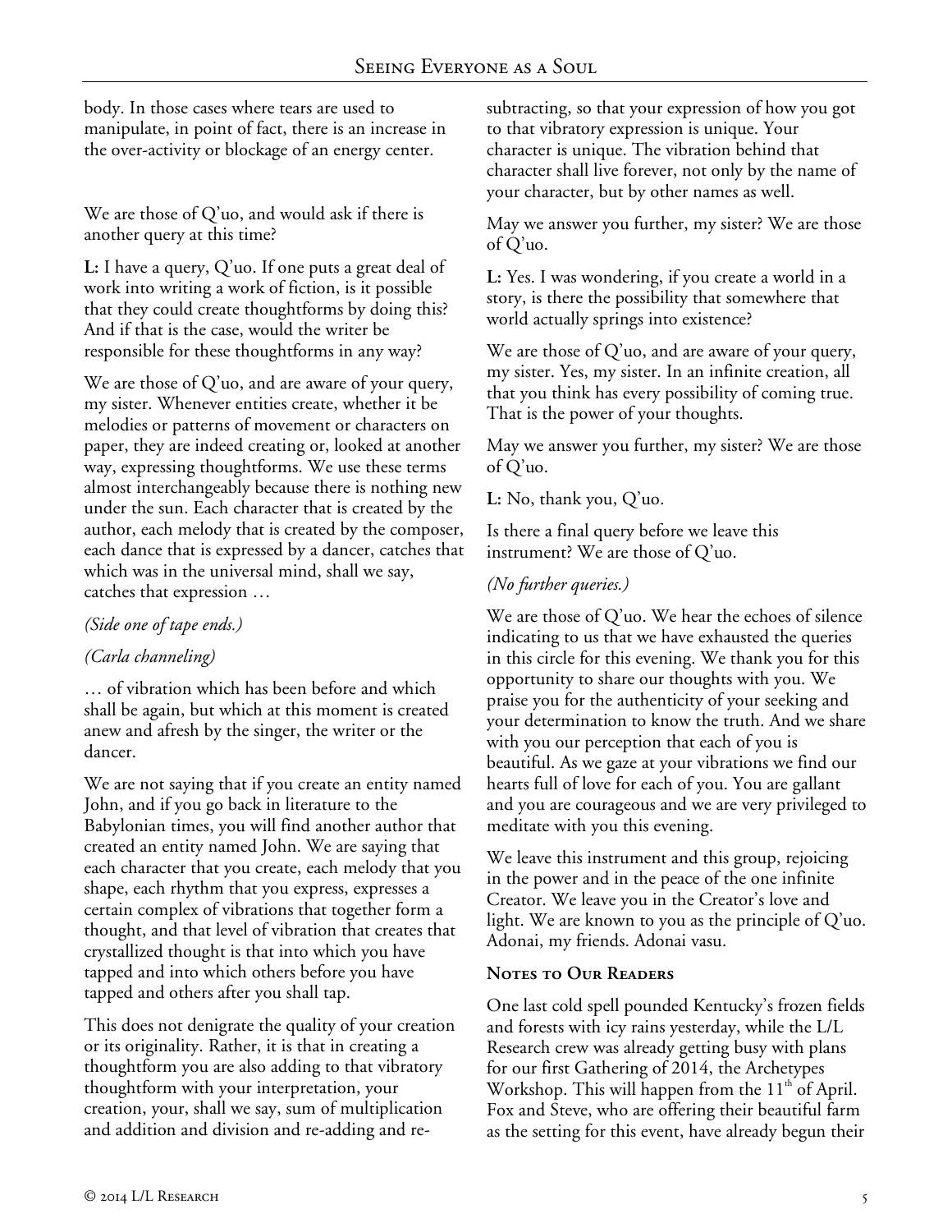body. In those cases where tears are used to manipulate, in point of fact, there is an increase in the over-activity or blockage of an energy center.

We are those of Q'uo, and would ask if there is another query at this time?

**L:** I have a query, Q'uo. If one puts a great deal of work into writing a work of fiction, is it possible that they could create thoughtforms by doing this? And if that is the case, would the writer be responsible for these thoughtforms in any way?

We are those of Q'uo, and are aware of your query, my sister. Whenever entities create, whether it be melodies or patterns of movement or characters on paper, they are indeed creating or, looked at another way, expressing thoughtforms. We use these terms almost interchangeably because there is nothing new under the sun. Each character that is created by the author, each melody that is created by the composer, each dance that is expressed by a dancer, catches that which was in the universal mind, shall we say, catches that expression …

*(Side one of tape ends.)*

*(Carla channeling)*

… of vibration which has been before and which shall be again, but which at this moment is created anew and afresh by the singer, the writer or the dancer.

We are not saying that if you create an entity named John, and if you go back in literature to the Babylonian times, you will find another author that created an entity named John. We are saying that each character that you create, each melody that you shape, each rhythm that you express, expresses a certain complex of vibrations that together form a thought, and that level of vibration that creates that crystallized thought is that into which you have tapped and into which others before you have tapped and others after you shall tap.

This does not denigrate the quality of your creation or its originality. Rather, it is that in creating a thoughtform you are also adding to that vibratory thoughtform with your interpretation, your creation, your, shall we say, sum of multiplication and addition and division and re-adding and re-subtracting, so that your expression of how you got to that vibratory expression is unique. Your character is unique. The vibration behind that character shall live forever, not only by the name of your character, but by other names as well.

May we answer you further, my sister? We are those of Q'uo.

**L:** Yes. I was wondering, if you create a world in a story, is there the possibility that somewhere that world actually springs into existence?

We are those of Q'uo, and are aware of your query, my sister. Yes, my sister. In an infinite creation, all that you think has every possibility of coming true. That is the power of your thoughts.

May we answer you further, my sister? We are those of Q'uo.

**L:** No, thank you, Q'uo.

Is there a final query before we leave this instrument? We are those of Q'uo.

*(No further queries.)*

We are those of Q'uo. We hear the echoes of silence indicating to us that we have exhausted the queries in this circle for this evening. We thank you for this opportunity to share our thoughts with you. We praise you for the authenticity of your seeking and your determination to know the truth. And we share with you our perception that each of you is beautiful. As we gaze at your vibrations we find our hearts full of love for each of you. You are gallant and you are courageous and we are very privileged to meditate with you this evening.

We leave this instrument and this group, rejoicing in the power and in the peace of the one infinite Creator. We leave you in the Creator's love and light. We are known to you as the principle of Q'uo. Adonai, my friends. Adonai vasu.

## Notes to Our Readers

One last cold spell pounded Kentucky's frozen fields and forests with icy rains yesterday, while the L/L Research crew was already getting busy with plans for our first Gathering of 2014, the Archetypes Workshop. This will happen from the 11th of April. Fox and Steve, who are offering their beautiful farm as the setting for this event, have already begun their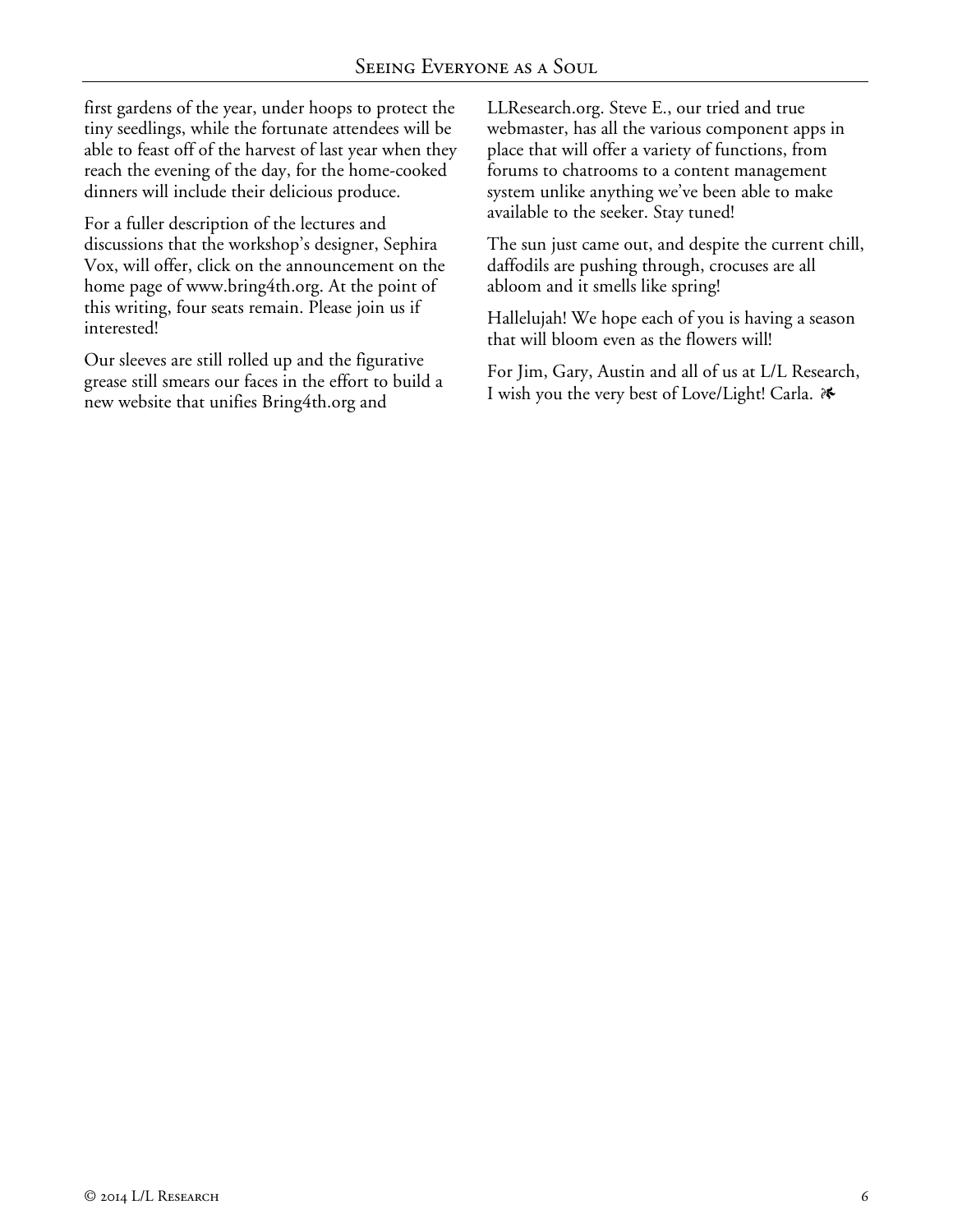first gardens of the year, under hoops to protect the tiny seedlings, while the fortunate attendees will be able to feast off of the harvest of last year when they reach the evening of the day, for the home-cooked dinners will include their delicious produce.

For a fuller description of the lectures and discussions that the workshop's designer, Sephira Vox, will offer, click on the announcement on the home page of www.bring4th.org. At the point of this writing, four seats remain. Please join us if interested!

Our sleeves are still rolled up and the figurative grease still smears our faces in the effort to build a new website that unifies Bring4th.org and LLResearch.org. Steve E., our tried and true webmaster, has all the various component apps in place that will offer a variety of functions, from forums to chatrooms to a content management system unlike anything we've been able to make available to the seeker. Stay tuned!

The sun just came out, and despite the current chill, daffodils are pushing through, crocuses are all abloom and it smells like spring!

Hallelujah! We hope each of you is having a season that will bloom even as the flowers will!

For Jim, Gary, Austin and all of us at L/L Research, I wish you the very best of Love/Light! Carla. ☙